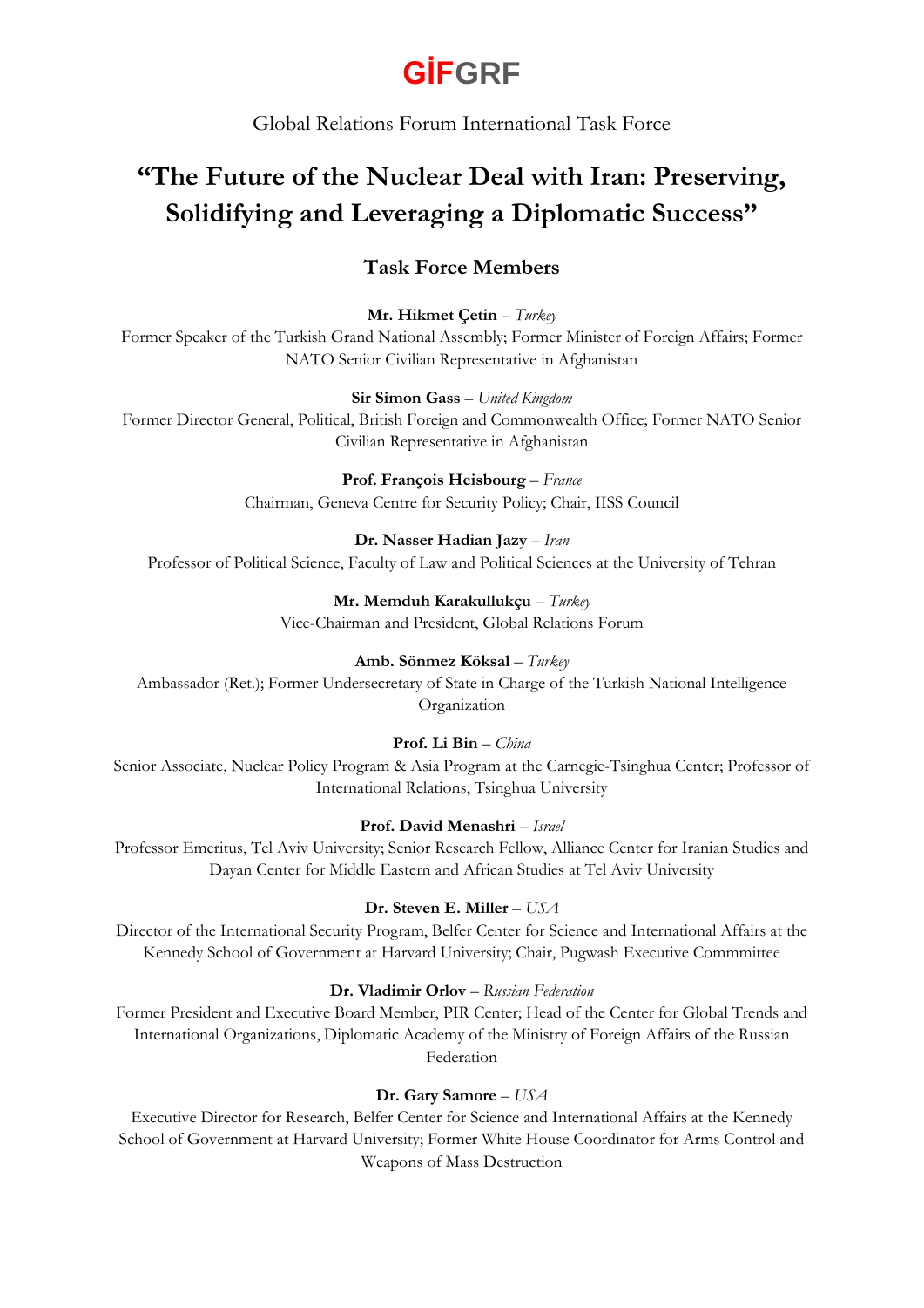# GİFGRF

Global Relations Forum International Task Force

## "The Future of the Nuclear Deal with Iran: Preserving, Solidifying and Leveraging a Diplomatic Success"

### Task Force Members

**Mr. Hikmet Çetin** – *Turkey*
Former Speaker of the Turkish Grand National Assembly; Former Minister of Foreign Affairs; Former NATO Senior Civilian Representative in Afghanistan

**Sir Simon Gass** – *United Kingdom*
Former Director General, Political, British Foreign and Commonwealth Office; Former NATO Senior Civilian Representative in Afghanistan

**Prof. François Heisbourg** – *France*
Chairman, Geneva Centre for Security Policy; Chair, IISS Council

**Dr. Nasser Hadian Jazy** – *Iran*
Professor of Political Science, Faculty of Law and Political Sciences at the University of Tehran

**Mr. Memduh Karakullukçu** – *Turkey*
Vice-Chairman and President, Global Relations Forum

**Amb. Sönmez Köksal** – *Turkey*
Ambassador (Ret.); Former Undersecretary of State in Charge of the Turkish National Intelligence Organization

**Prof. Li Bin** – *China*
Senior Associate, Nuclear Policy Program & Asia Program at the Carnegie-Tsinghua Center; Professor of International Relations, Tsinghua University

**Prof. David Menashri** – *Israel*
Professor Emeritus, Tel Aviv University; Senior Research Fellow, Alliance Center for Iranian Studies and Dayan Center for Middle Eastern and African Studies at Tel Aviv University

**Dr. Steven E. Miller** – *USA*
Director of the International Security Program, Belfer Center for Science and International Affairs at the Kennedy School of Government at Harvard University; Chair, Pugwash Executive Commmittee

**Dr. Vladimir Orlov** – *Russian Federation*
Former President and Executive Board Member, PIR Center; Head of the Center for Global Trends and International Organizations, Diplomatic Academy of the Ministry of Foreign Affairs of the Russian Federation

**Dr. Gary Samore** – *USA*
Executive Director for Research, Belfer Center for Science and International Affairs at the Kennedy School of Government at Harvard University; Former White House Coordinator for Arms Control and Weapons of Mass Destruction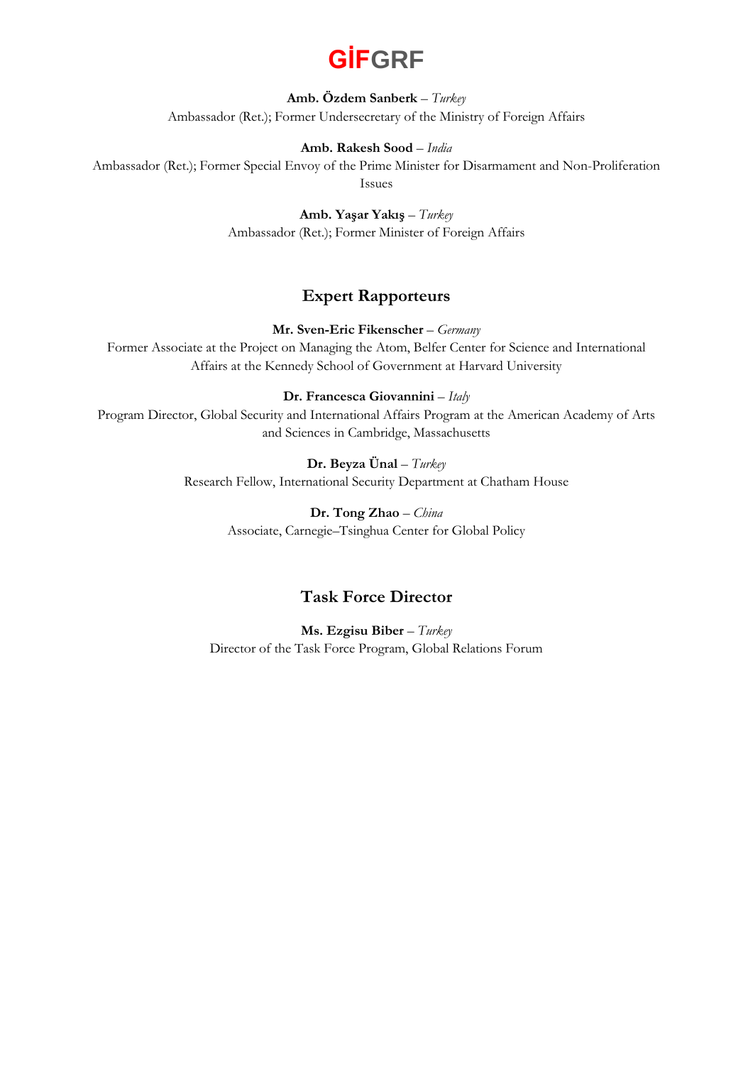**GİFGRF**

**Amb. Özdem Sanberk** – *Turkey*
Ambassador (Ret.); Former Undersecretary of the Ministry of Foreign Affairs

**Amb. Rakesh Sood** – *India*
Ambassador (Ret.); Former Special Envoy of the Prime Minister for Disarmament and Non-Proliferation Issues

**Amb. Yaşar Yakış** – *Turkey*
Ambassador (Ret.); Former Minister of Foreign Affairs

## Expert Rapporteurs

**Mr. Sven-Eric Fikenscher** – *Germany*
Former Associate at the Project on Managing the Atom, Belfer Center for Science and International Affairs at the Kennedy School of Government at Harvard University

**Dr. Francesca Giovannini** – *Italy*
Program Director, Global Security and International Affairs Program at the American Academy of Arts and Sciences in Cambridge, Massachusetts

**Dr. Beyza Ünal** – *Turkey*
Research Fellow, International Security Department at Chatham House

**Dr. Tong Zhao** – *China*
Associate, Carnegie–Tsinghua Center for Global Policy

## Task Force Director

**Ms. Ezgisu Biber** – *Turkey*
Director of the Task Force Program, Global Relations Forum